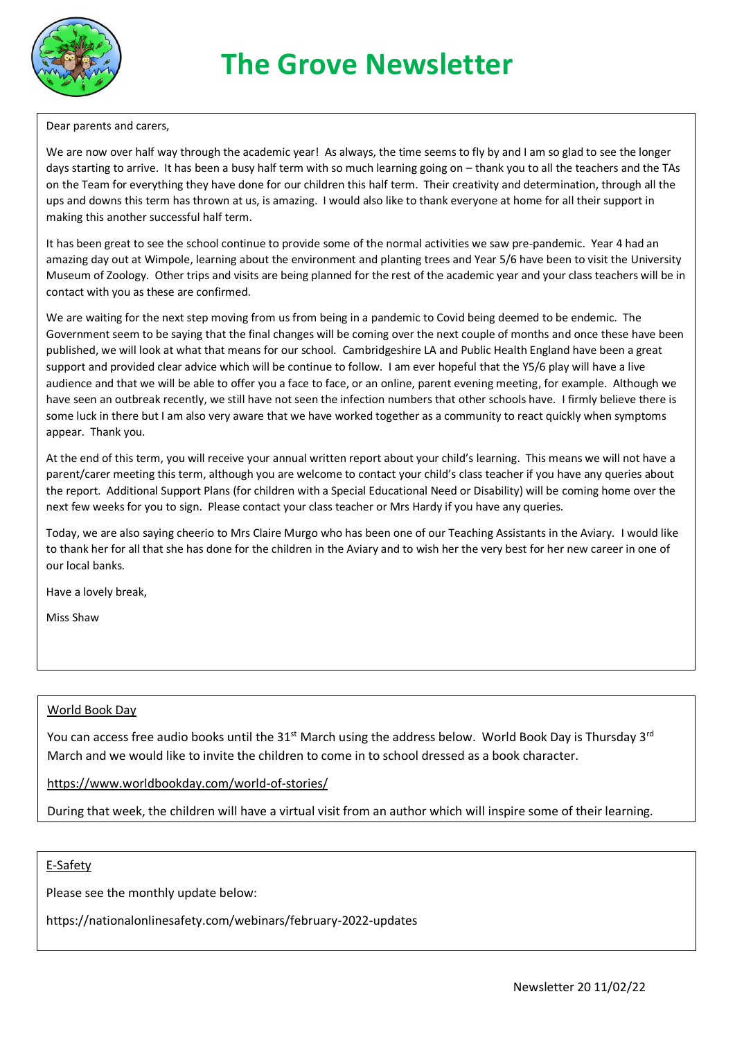# The Grove Newsletter

Dear parents and carers,

We are now over half way through the academic year! As always, the time seems to fly by and I am so glad to see the longer days starting to arrive. It has been a busy half term with so much learning going on – thank you to all the teachers and the TAs on the Team for everything they have done for our children this half term. Their creativity and determination, through all the ups and downs this term has thrown at us, is amazing. I would also like to thank everyone at home for all their support in making this another successful half term.

It has been great to see the school continue to provide some of the normal activities we saw pre-pandemic. Year 4 had an amazing day out at Wimpole, learning about the environment and planting trees and Year 5/6 have been to visit the University Museum of Zoology. Other trips and visits are being planned for the rest of the academic year and your class teachers will be in contact with you as these are confirmed.

We are waiting for the next step moving from us from being in a pandemic to Covid being deemed to be endemic. The Government seem to be saying that the final changes will be coming over the next couple of months and once these have been published, we will look at what that means for our school. Cambridgeshire LA and Public Health England have been a great support and provided clear advice which will be continue to follow. I am ever hopeful that the Y5/6 play will have a live audience and that we will be able to offer you a face to face, or an online, parent evening meeting, for example. Although we have seen an outbreak recently, we still have not seen the infection numbers that other schools have. I firmly believe there is some luck in there but I am also very aware that we have worked together as a community to react quickly when symptoms appear. Thank you.

At the end of this term, you will receive your annual written report about your child's learning. This means we will not have a parent/carer meeting this term, although you are welcome to contact your child's class teacher if you have any queries about the report. Additional Support Plans (for children with a Special Educational Need or Disability) will be coming home over the next few weeks for you to sign. Please contact your class teacher or Mrs Hardy if you have any queries.

Today, we are also saying cheerio to Mrs Claire Murgo who has been one of our Teaching Assistants in the Aviary. I would like to thank her for all that she has done for the children in the Aviary and to wish her the very best for her new career in one of our local banks.

Have a lovely break,

Miss Shaw

## World Book Day

You can access free audio books until the 31st March using the address below. World Book Day is Thursday 3rd March and we would like to invite the children to come in to school dressed as a book character.

https://www.worldbookday.com/world-of-stories/

During that week, the children will have a virtual visit from an author which will inspire some of their learning.

## E-Safety

Please see the monthly update below:

https://nationalonlinesafety.com/webinars/february-2022-updates

Newsletter 20 11/02/22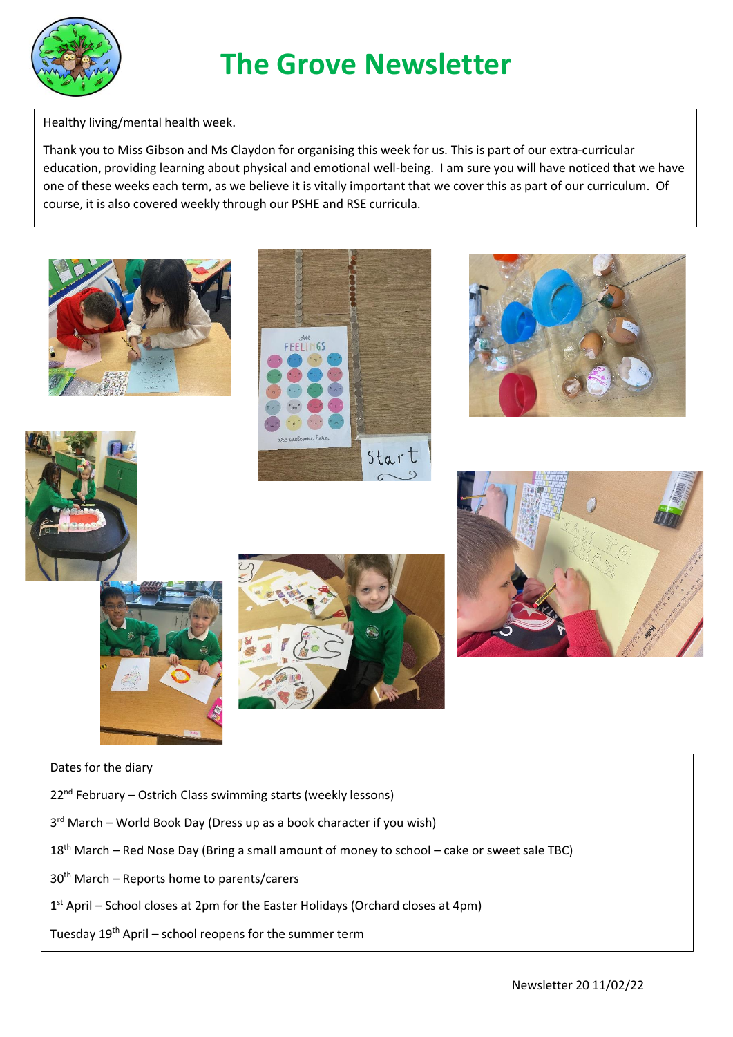# The Grove Newsletter

Healthy living/mental health week.

Thank you to Miss Gibson and Ms Claydon for organising this week for us. This is part of our extra-curricular education, providing learning about physical and emotional well-being. I am sure you will have noticed that we have one of these weeks each term, as we believe it is vitally important that we cover this as part of our curriculum. Of course, it is also covered weekly through our PSHE and RSE curricula.

Dates for the diary

22nd February – Ostrich Class swimming starts (weekly lessons)

3rd March – World Book Day (Dress up as a book character if you wish)

18th March – Red Nose Day (Bring a small amount of money to school – cake or sweet sale TBC)

30th March – Reports home to parents/carers

1st April – School closes at 2pm for the Easter Holidays (Orchard closes at 4pm)

Tuesday 19th April – school reopens for the summer term

Newsletter 20 11/02/22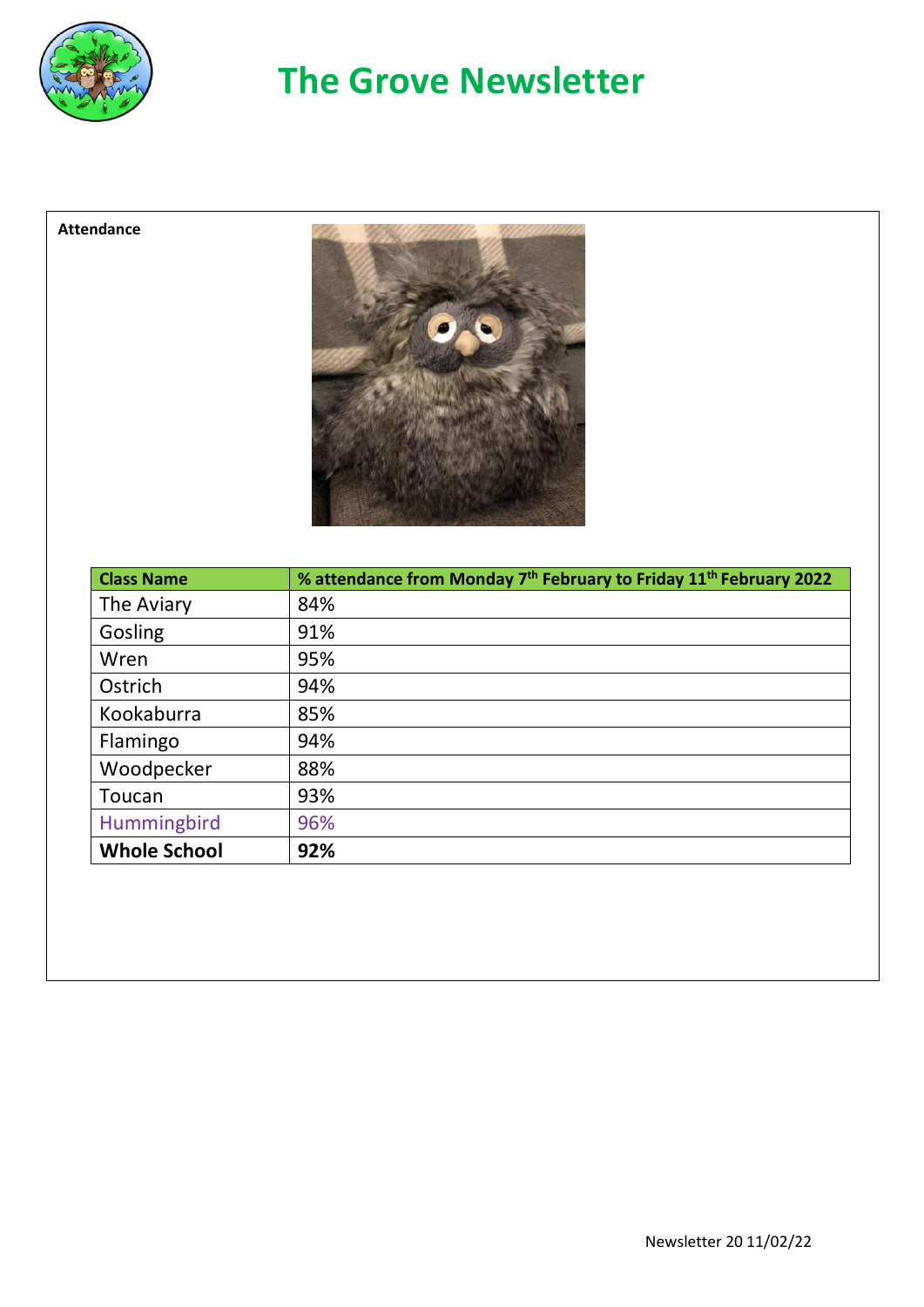# The Grove Newsletter

**Attendance**

| Class Name | % attendance from Monday 7th February to Friday 11th February 2022 |
|---|---|
| The Aviary | 84% |
| Gosling | 91% |
| Wren | 95% |
| Ostrich | 94% |
| Kookaburra | 85% |
| Flamingo | 94% |
| Woodpecker | 88% |
| Toucan | 93% |
| Hummingbird | 96% |
| **Whole School** | **92%** |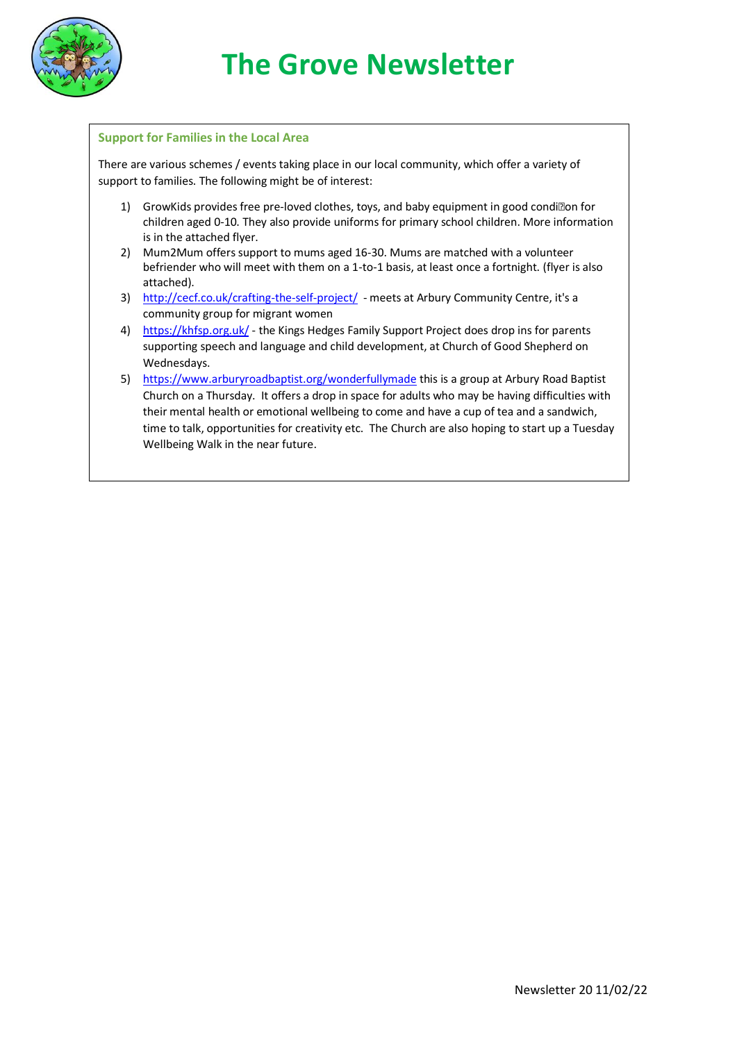# The Grove Newsletter

## Support for Families in the Local Area

There are various schemes / events taking place in our local community, which offer a variety of support to families. The following might be of interest:

1) GrowKids provides free pre-loved clothes, toys, and baby equipment in good condition for children aged 0-10. They also provide uniforms for primary school children. More information is in the attached flyer.
2) Mum2Mum offers support to mums aged 16-30. Mums are matched with a volunteer befriender who will meet with them on a 1-to-1 basis, at least once a fortnight. (flyer is also attached).
3) http://cecf.co.uk/crafting-the-self-project/ - meets at Arbury Community Centre, it's a community group for migrant women
4) https://khfsp.org.uk/ - the Kings Hedges Family Support Project does drop ins for parents supporting speech and language and child development, at Church of Good Shepherd on Wednesdays.
5) https://www.arburyroadbaptist.org/wonderfullymade this is a group at Arbury Road Baptist Church on a Thursday. It offers a drop in space for adults who may be having difficulties with their mental health or emotional wellbeing to come and have a cup of tea and a sandwich, time to talk, opportunities for creativity etc. The Church are also hoping to start up a Tuesday Wellbeing Walk in the near future.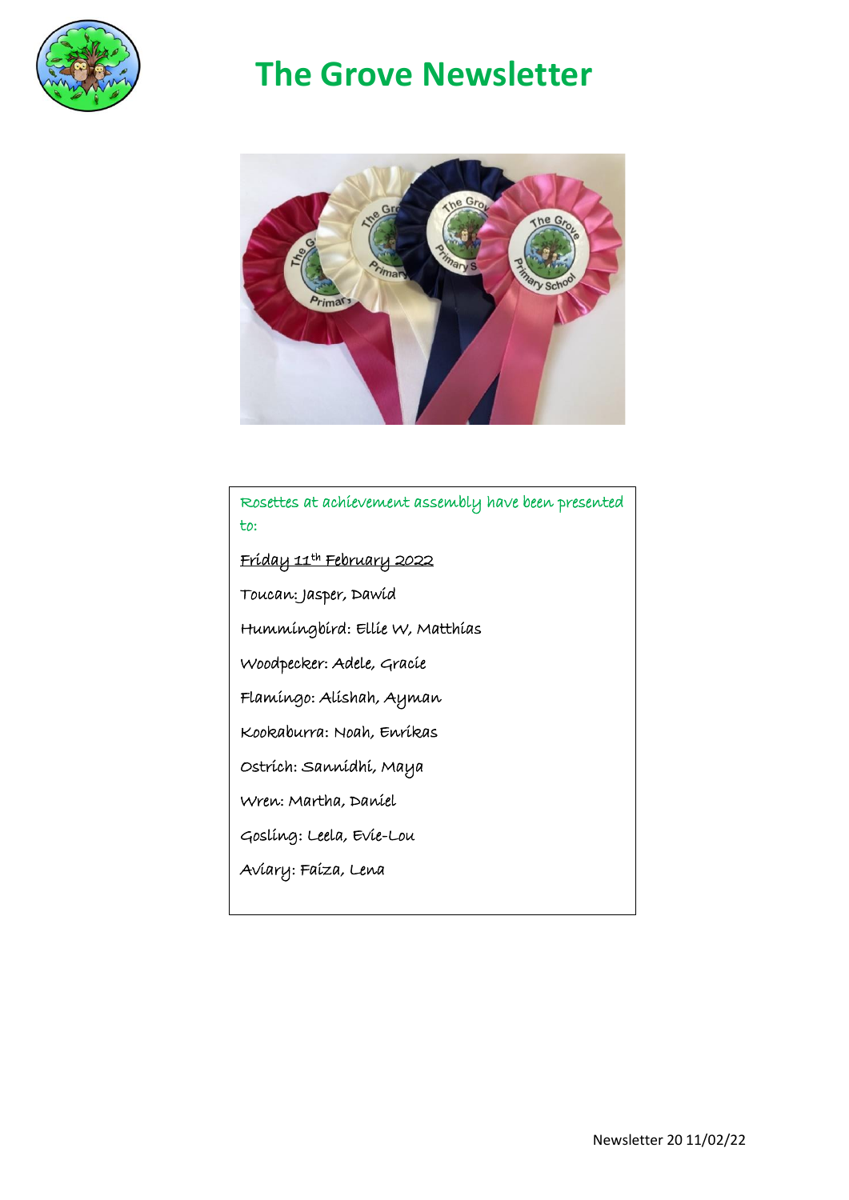# The Grove Newsletter

Rosettes at achievement assembly have been presented to:

Friday 11th February 2022

Toucan: Jasper, Dawid

Hummingbird: Ellie W, Matthias

Woodpecker: Adele, Gracie

Flamingo: Alishah, Ayman

Kookaburra: Noah, Enrikas

Ostrich: Sannidhi, Maya

Wren: Martha, Daniel

Gosling: Leela, Evie-Lou

Aviary: Faiza, Lena